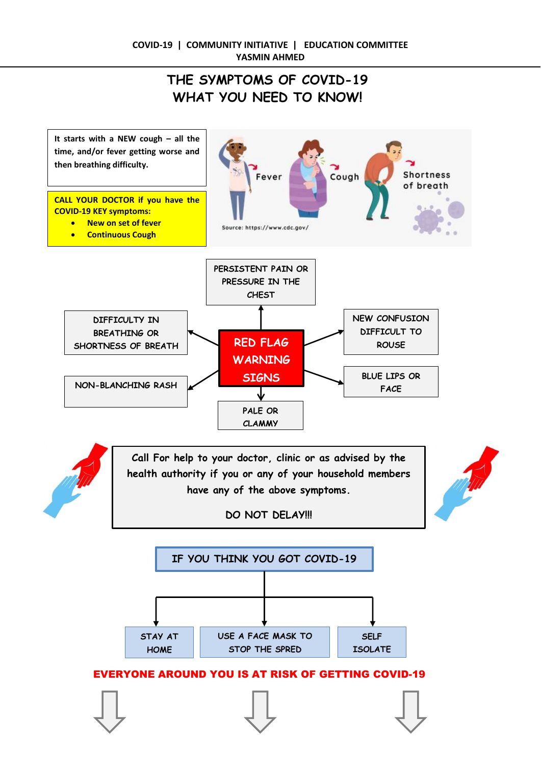COVID-19 | COMMUNITY INITIATIVE | EDUCATION COMMITTEE
YASMIN AHMED

# THE SYMPTOMS OF COVID-19
# WHAT YOU NEED TO KNOW!

**It starts with a NEW cough – all the time, and/or fever getting worse and then breathing difficulty.**

**CALL YOUR DOCTOR if you have the COVID-19 KEY symptoms:**

- **New on set of fever**
- **Continuous Cough**

Fever
Cough
Shortness of breath

Source: https://www.cdc.gov/

## RED FLAG WARNING SIGNS

- PERSISTENT PAIN OR PRESSURE IN THE CHEST
- DIFFICULTY IN BREATHING OR SHORTNESS OF BREATH
- NEW CONFUSION DIFFICULT TO ROUSE
- NON-BLANCHING RASH
- BLUE LIPS OR FACE
- PALE OR CLAMMY

Call For help to your doctor, clinic or as advised by the health authority if you or any of your household members have any of the above symptoms.

DO NOT DELAY!!!

## IF YOU THINK YOU GOT COVID-19

- STAY AT HOME
- USE A FACE MASK TO STOP THE SPRED
- SELF ISOLATE

**EVERYONE AROUND YOU IS AT RISK OF GETTING COVID-19**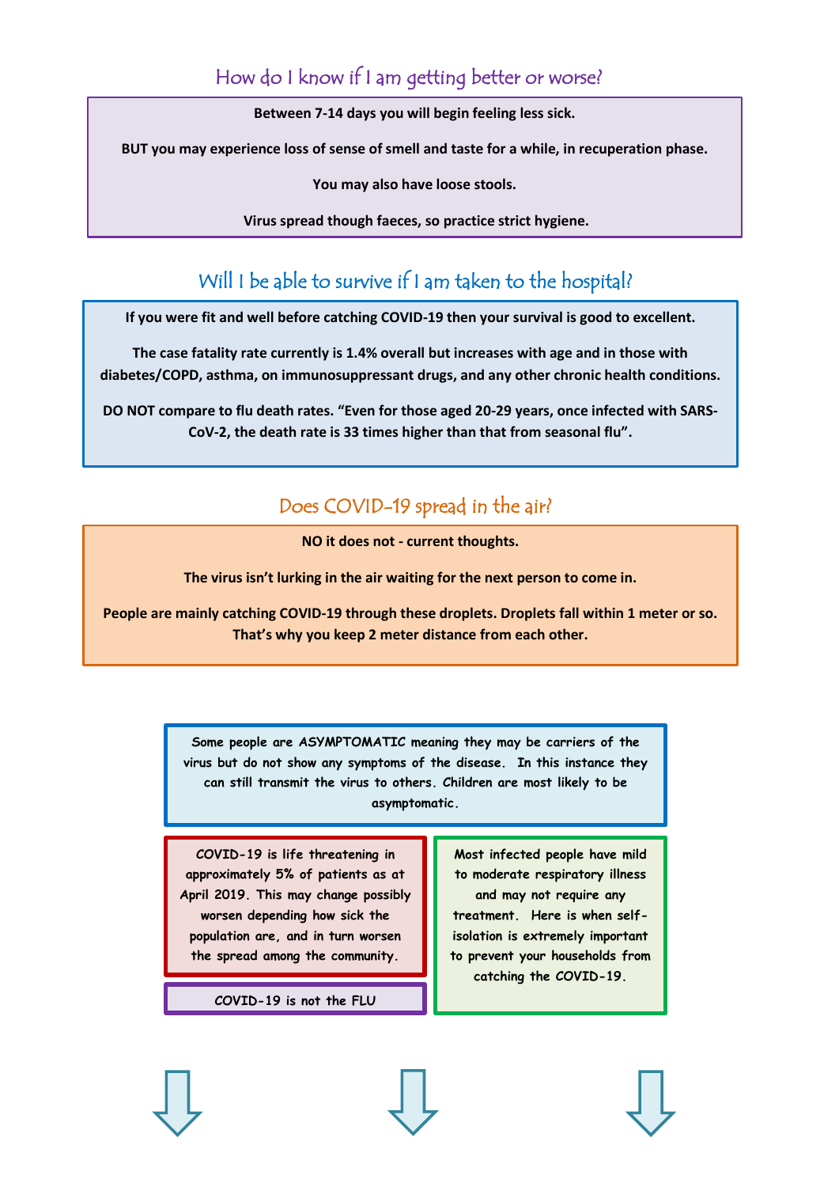## How do I know if I am getting better or worse?

**Between 7-14 days you will begin feeling less sick.**

**BUT you may experience loss of sense of smell and taste for a while, in recuperation phase.**

**You may also have loose stools.**

**Virus spread though faeces, so practice strict hygiene.**

## Will I be able to survive if I am taken to the hospital?

**If you were fit and well before catching COVID-19 then your survival is good to excellent.**

**The case fatality rate currently is 1.4% overall but increases with age and in those with diabetes/COPD, asthma, on immunosuppressant drugs, and any other chronic health conditions.**

**DO NOT compare to flu death rates. "Even for those aged 20-29 years, once infected with SARS-CoV-2, the death rate is 33 times higher than that from seasonal flu".**

## Does COVID-19 spread in the air?

**NO it does not - current thoughts.**

**The virus isn't lurking in the air waiting for the next person to come in.**

**People are mainly catching COVID-19 through these droplets. Droplets fall within 1 meter or so. That's why you keep 2 meter distance from each other.**

**Some people are ASYMPTOMATIC meaning they may be carriers of the virus but do not show any symptoms of the disease. In this instance they can still transmit the virus to others. Children are most likely to be asymptomatic.**

**COVID-19 is life threatening in approximately 5% of patients as at April 2019. This may change possibly worsen depending how sick the population are, and in turn worsen the spread among the community.**

**COVID-19 is not the FLU**

**Most infected people have mild to moderate respiratory illness and may not require any treatment. Here is when self-isolation is extremely important to prevent your households from catching the COVID-19.**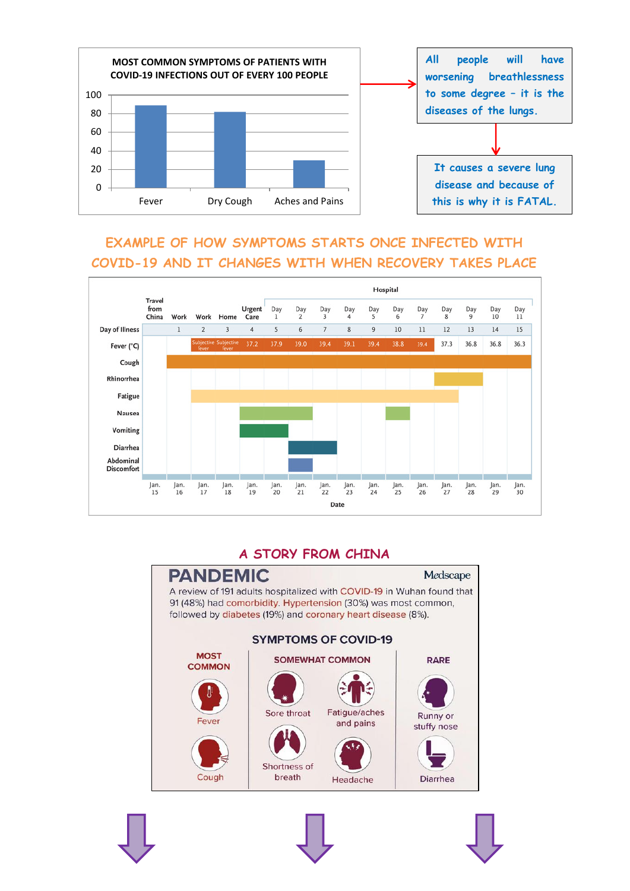**MOST COMMON SYMPTOMS OF PATIENTS WITH COVID-19 INFECTIONS OUT OF EVERY 100 PEOPLE**

| Symptom | Approx. value |
|---|---|
| Fever | ~88 |
| Dry Cough | ~81 |
| Aches and Pains | ~29 |

All people will have worsening breathlessness to some degree – it is the diseases of the lungs.

It causes a severe lung disease and because of this is why it is FATAL.

## EXAMPLE OF HOW SYMPTOMS STARTS ONCE INFECTED WITH COVID-19 AND IT CHANGES WITH WHEN RECOVERY TAKES PLACE

| | Travel from China | Work | Work | Home | Urgent Care | Hospital Day 1 | Day 2 | Day 3 | Day 4 | Day 5 | Day 6 | Day 7 | Day 8 | Day 9 | Day 10 | Day 11 |
|---|---|---|---|---|---|---|---|---|---|---|---|---|---|---|---|---|
| Day of Illness | | 1 | 2 | 3 | 4 | 5 | 6 | 7 | 8 | 9 | 10 | 11 | 12 | 13 | 14 | 15 |
| Fever (°C) | | | Subjective fever | Subjective fever | 37.2 | 37.9 | 39.0 | 39.4 | 39.1 | 39.4 | 38.8 | 39.4 | 37.3 | 36.8 | 36.8 | 36.3 |
| Date | Jan. 15 | Jan. 16 | Jan. 17 | Jan. 18 | Jan. 19 | Jan. 20 | Jan. 21 | Jan. 22 | Jan. 23 | Jan. 24 | Jan. 25 | Jan. 26 | Jan. 27 | Jan. 28 | Jan. 29 | Jan. 30 |

Symptoms shown: Cough, Rhinorrhea, Fatigue, Nausea, Vomiting, Diarrhea, Abdominal Discomfort

## A STORY FROM CHINA

**PANDEMIC** — Medscape

A review of 191 adults hospitalized with COVID-19 in Wuhan found that 91 (48%) had comorbidity. Hypertension (30%) was most common, followed by diabetes (19%) and coronary heart disease (8%).

### SYMPTOMS OF COVID-19

| MOST COMMON | SOMEWHAT COMMON | RARE |
|---|---|---|
| Fever | Sore throat | Runny or stuffy nose |
| Cough | Fatigue/aches and pains | Diarrhea |
| | Shortness of breath | |
| | Headache | |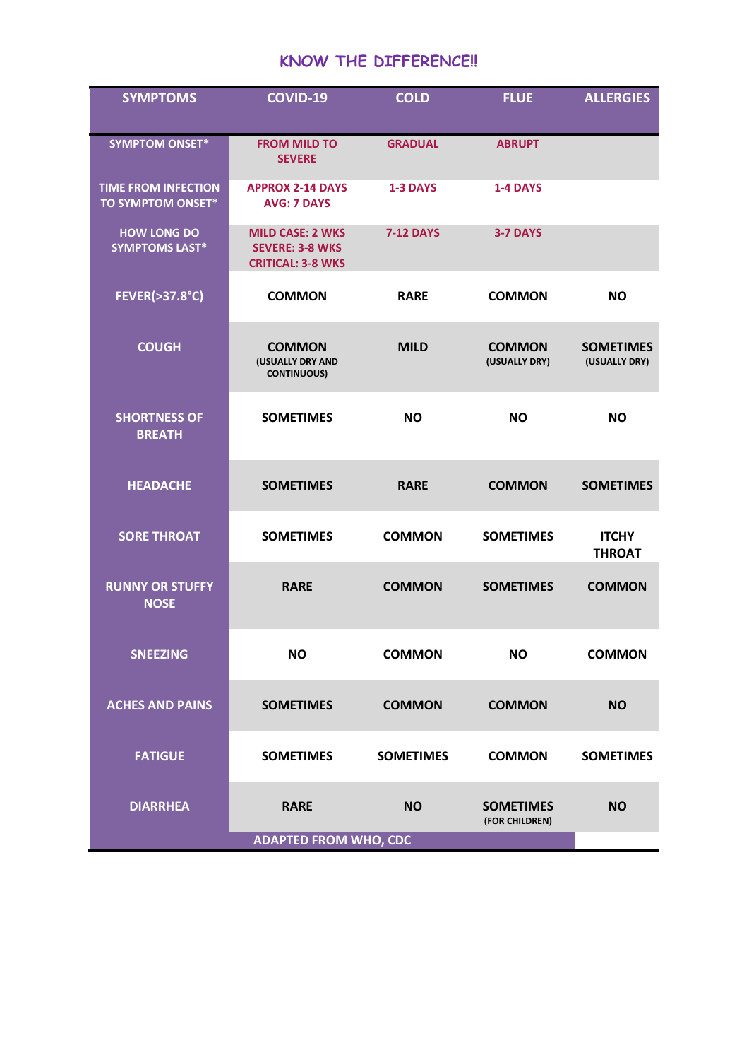## KNOW THE DIFFERENCE!!

| SYMPTOMS | COVID-19 | COLD | FLUE | ALLERGIES |
|---|---|---|---|---|
| SYMPTOM ONSET* | FROM MILD TO SEVERE | GRADUAL | ABRUPT | |
| TIME FROM INFECTION TO SYMPTOM ONSET* | APPROX 2-14 DAYS AVG: 7 DAYS | 1-3 DAYS | 1-4 DAYS | |
| HOW LONG DO SYMPTOMS LAST* | MILD CASE: 2 WKS SEVERE: 3-8 WKS CRITICAL: 3-8 WKS | 7-12 DAYS | 3-7 DAYS | |
| FEVER(>37.8°C) | COMMON | RARE | COMMON | NO |
| COUGH | COMMON (USUALLY DRY AND CONTINUOUS) | MILD | COMMON (USUALLY DRY) | SOMETIMES (USUALLY DRY) |
| SHORTNESS OF BREATH | SOMETIMES | NO | NO | NO |
| HEADACHE | SOMETIMES | RARE | COMMON | SOMETIMES |
| SORE THROAT | SOMETIMES | COMMON | SOMETIMES | ITCHY THROAT |
| RUNNY OR STUFFY NOSE | RARE | COMMON | SOMETIMES | COMMON |
| SNEEZING | NO | COMMON | NO | COMMON |
| ACHES AND PAINS | SOMETIMES | COMMON | COMMON | NO |
| FATIGUE | SOMETIMES | SOMETIMES | COMMON | SOMETIMES |
| DIARRHEA | RARE | NO | SOMETIMES (FOR CHILDREN) | NO |

ADAPTED FROM WHO, CDC